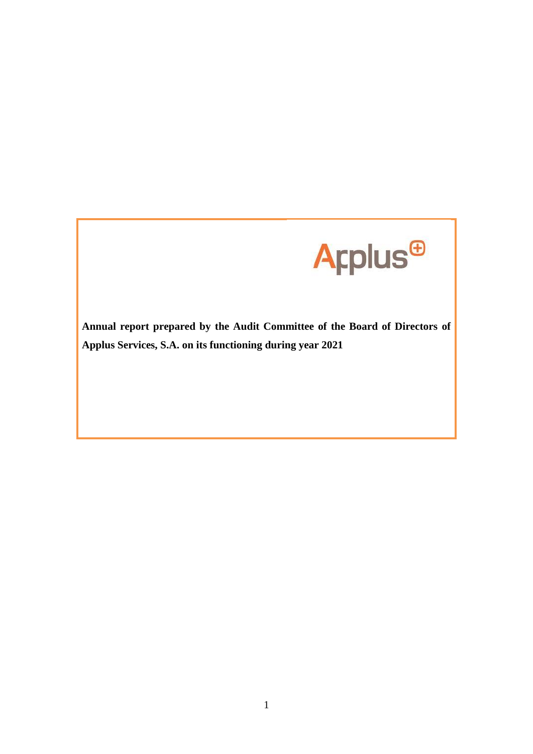**Annual report prepared by the Audit Committee of the Board of Directors of Applus Services, S.A. on its functioning during year 2021**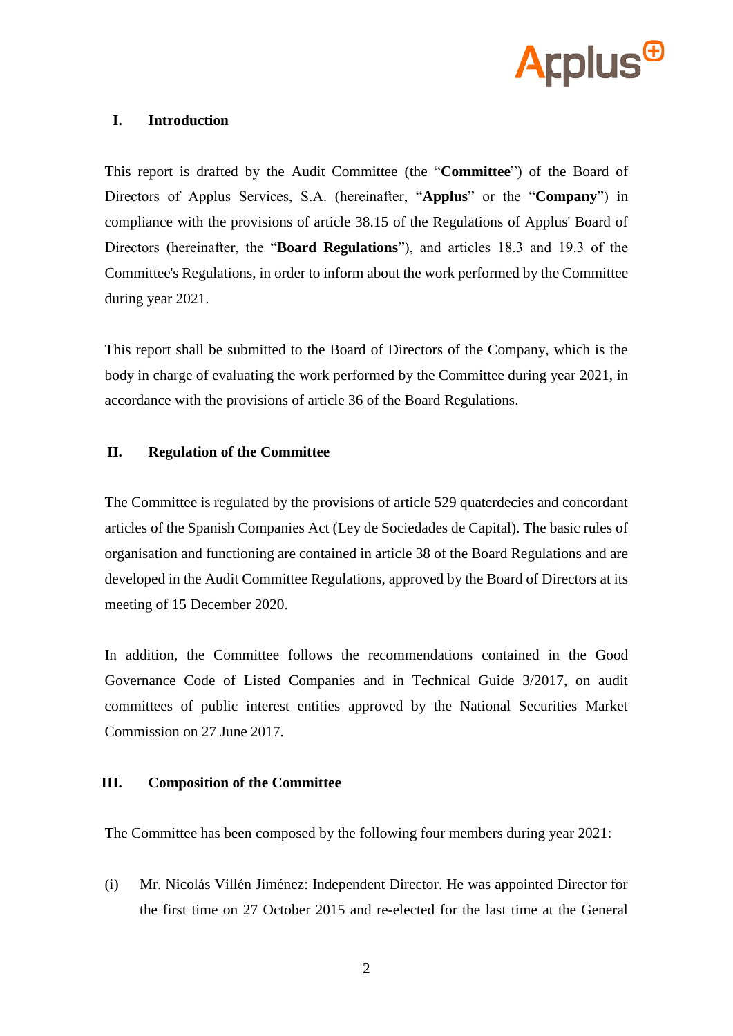## I. Introduction

This report is drafted by the Audit Committee (the "**Committee**") of the Board of Directors of Applus Services, S.A. (hereinafter, "**Applus**" or the "**Company**") in compliance with the provisions of article 38.15 of the Regulations of Applus' Board of Directors (hereinafter, the "**Board Regulations**"), and articles 18.3 and 19.3 of the Committee's Regulations, in order to inform about the work performed by the Committee during year 2021.

This report shall be submitted to the Board of Directors of the Company, which is the body in charge of evaluating the work performed by the Committee during year 2021, in accordance with the provisions of article 36 of the Board Regulations.

## II. Regulation of the Committee

The Committee is regulated by the provisions of article 529 quaterdecies and concordant articles of the Spanish Companies Act (Ley de Sociedades de Capital). The basic rules of organisation and functioning are contained in article 38 of the Board Regulations and are developed in the Audit Committee Regulations, approved by the Board of Directors at its meeting of 15 December 2020.

In addition, the Committee follows the recommendations contained in the Good Governance Code of Listed Companies and in Technical Guide 3/2017, on audit committees of public interest entities approved by the National Securities Market Commission on 27 June 2017.

## III. Composition of the Committee

The Committee has been composed by the following four members during year 2021:

(i) Mr. Nicolás Villén Jiménez: Independent Director. He was appointed Director for the first time on 27 October 2015 and re-elected for the last time at the General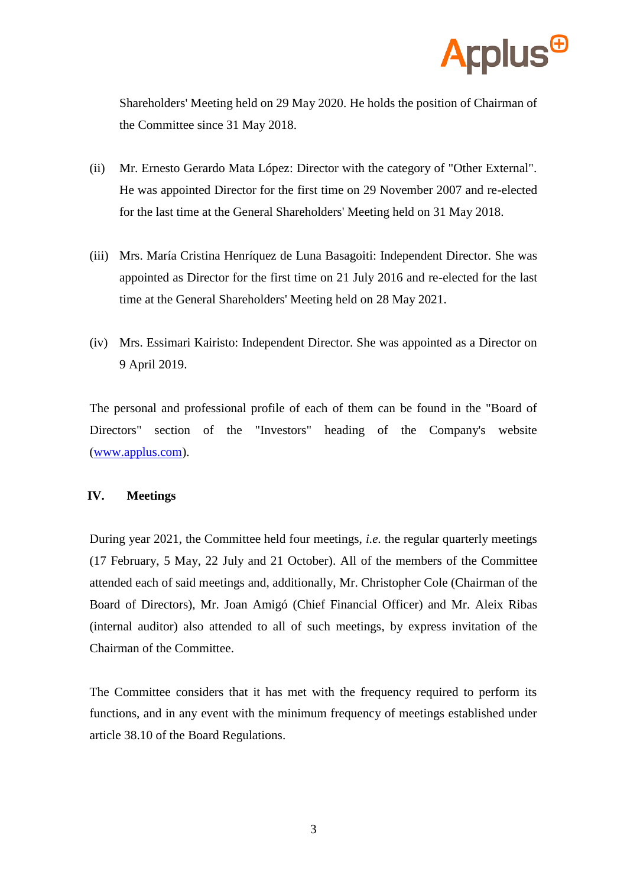Shareholders' Meeting held on 29 May 2020. He holds the position of Chairman of the Committee since 31 May 2018.

(ii) Mr. Ernesto Gerardo Mata López: Director with the category of "Other External". He was appointed Director for the first time on 29 November 2007 and re-elected for the last time at the General Shareholders' Meeting held on 31 May 2018.

(iii) Mrs. María Cristina Henríquez de Luna Basagoiti: Independent Director. She was appointed as Director for the first time on 21 July 2016 and re-elected for the last time at the General Shareholders' Meeting held on 28 May 2021.

(iv) Mrs. Essimari Kairisto: Independent Director. She was appointed as a Director on 9 April 2019.

The personal and professional profile of each of them can be found in the "Board of Directors" section of the "Investors" heading of the Company's website (www.applus.com).

## IV. Meetings

During year 2021, the Committee held four meetings, *i.e.* the regular quarterly meetings (17 February, 5 May, 22 July and 21 October). All of the members of the Committee attended each of said meetings and, additionally, Mr. Christopher Cole (Chairman of the Board of Directors), Mr. Joan Amigó (Chief Financial Officer) and Mr. Aleix Ribas (internal auditor) also attended to all of such meetings, by express invitation of the Chairman of the Committee.

The Committee considers that it has met with the frequency required to perform its functions, and in any event with the minimum frequency of meetings established under article 38.10 of the Board Regulations.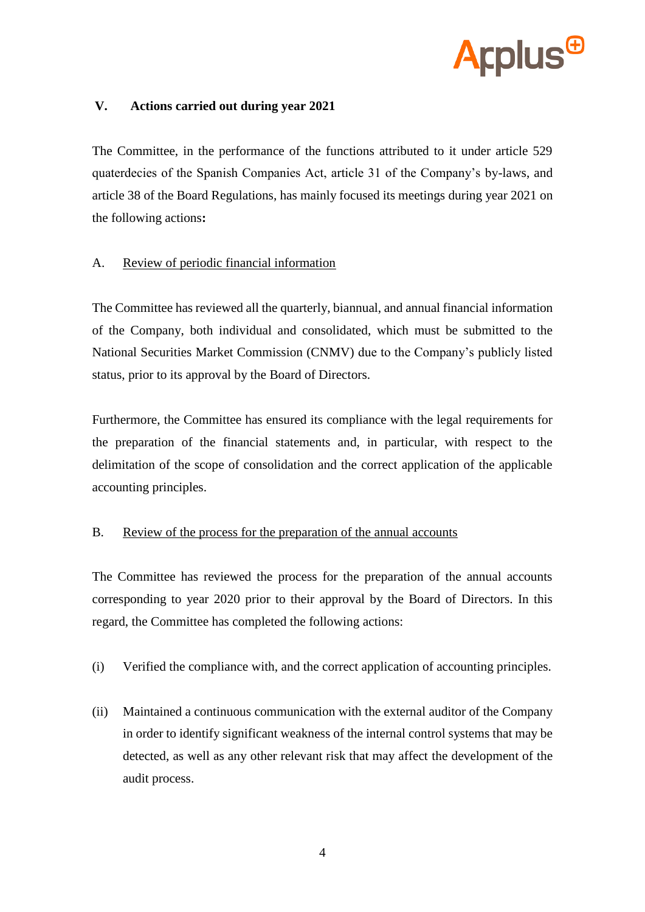## V. Actions carried out during year 2021

The Committee, in the performance of the functions attributed to it under article 529 quaterdecies of the Spanish Companies Act, article 31 of the Company's by-laws, and article 38 of the Board Regulations, has mainly focused its meetings during year 2021 on the following actions**:**

### A. Review of periodic financial information

The Committee has reviewed all the quarterly, biannual, and annual financial information of the Company, both individual and consolidated, which must be submitted to the National Securities Market Commission (CNMV) due to the Company's publicly listed status, prior to its approval by the Board of Directors.

Furthermore, the Committee has ensured its compliance with the legal requirements for the preparation of the financial statements and, in particular, with respect to the delimitation of the scope of consolidation and the correct application of the applicable accounting principles.

### B. Review of the process for the preparation of the annual accounts

The Committee has reviewed the process for the preparation of the annual accounts corresponding to year 2020 prior to their approval by the Board of Directors. In this regard, the Committee has completed the following actions:

(i) Verified the compliance with, and the correct application of accounting principles.

(ii) Maintained a continuous communication with the external auditor of the Company in order to identify significant weakness of the internal control systems that may be detected, as well as any other relevant risk that may affect the development of the audit process.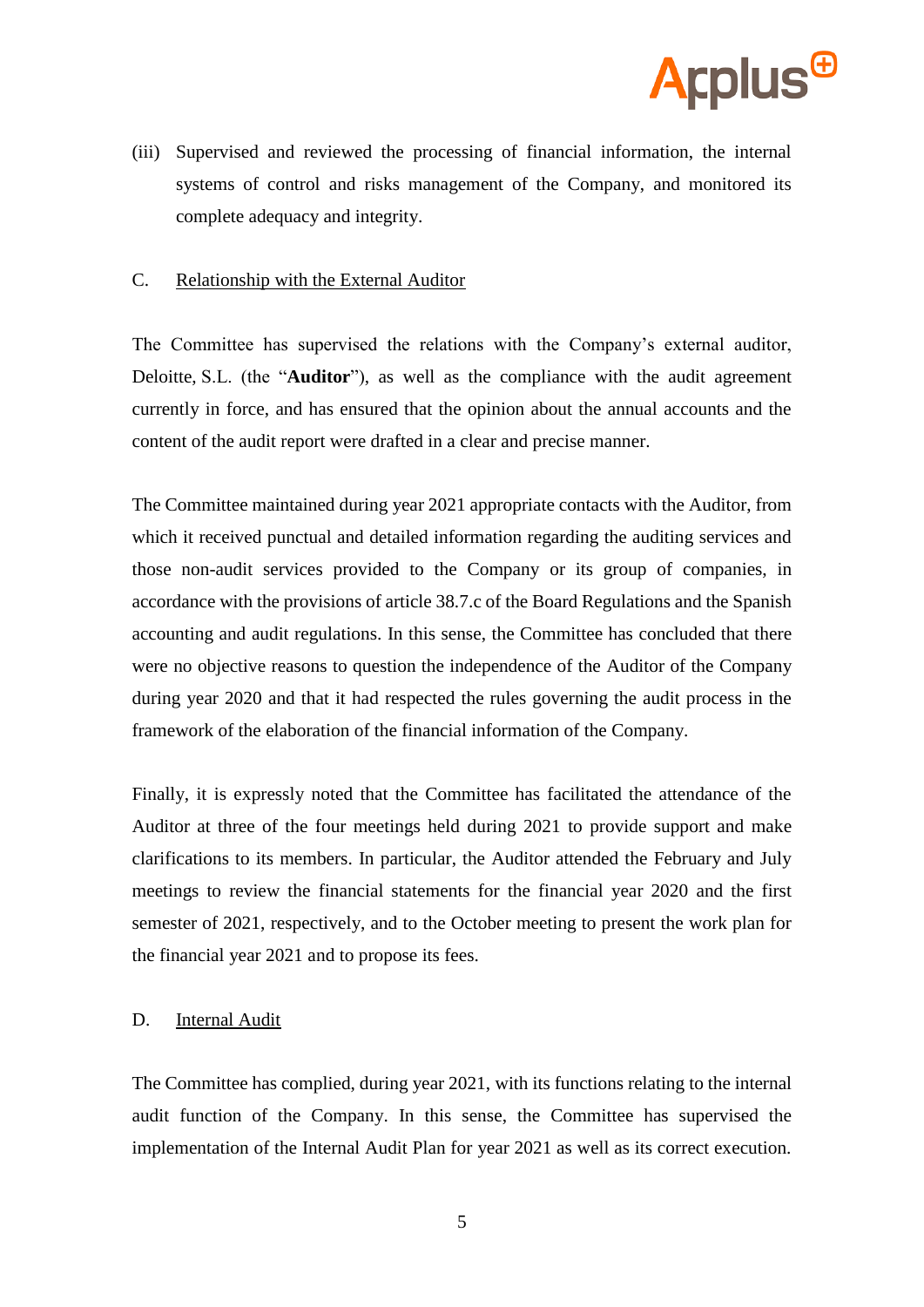(iii) Supervised and reviewed the processing of financial information, the internal systems of control and risks management of the Company, and monitored its complete adequacy and integrity.

C. Relationship with the External Auditor

The Committee has supervised the relations with the Company's external auditor, Deloitte, S.L. (the "**Auditor**"), as well as the compliance with the audit agreement currently in force, and has ensured that the opinion about the annual accounts and the content of the audit report were drafted in a clear and precise manner.

The Committee maintained during year 2021 appropriate contacts with the Auditor, from which it received punctual and detailed information regarding the auditing services and those non-audit services provided to the Company or its group of companies, in accordance with the provisions of article 38.7.c of the Board Regulations and the Spanish accounting and audit regulations. In this sense, the Committee has concluded that there were no objective reasons to question the independence of the Auditor of the Company during year 2020 and that it had respected the rules governing the audit process in the framework of the elaboration of the financial information of the Company.

Finally, it is expressly noted that the Committee has facilitated the attendance of the Auditor at three of the four meetings held during 2021 to provide support and make clarifications to its members. In particular, the Auditor attended the February and July meetings to review the financial statements for the financial year 2020 and the first semester of 2021, respectively, and to the October meeting to present the work plan for the financial year 2021 and to propose its fees.

D. Internal Audit

The Committee has complied, during year 2021, with its functions relating to the internal audit function of the Company. In this sense, the Committee has supervised the implementation of the Internal Audit Plan for year 2021 as well as its correct execution.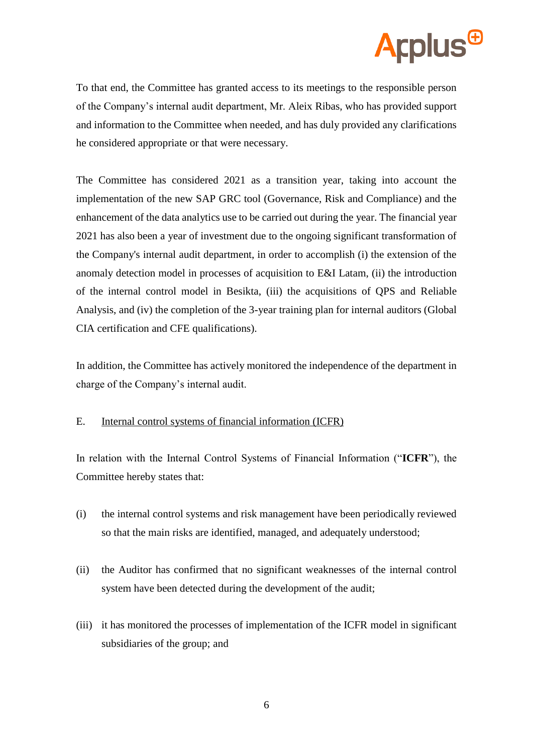To that end, the Committee has granted access to its meetings to the responsible person of the Company's internal audit department, Mr. Aleix Ribas, who has provided support and information to the Committee when needed, and has duly provided any clarifications he considered appropriate or that were necessary.

The Committee has considered 2021 as a transition year, taking into account the implementation of the new SAP GRC tool (Governance, Risk and Compliance) and the enhancement of the data analytics use to be carried out during the year. The financial year 2021 has also been a year of investment due to the ongoing significant transformation of the Company's internal audit department, in order to accomplish (i) the extension of the anomaly detection model in processes of acquisition to E&I Latam, (ii) the introduction of the internal control model in Besikta, (iii) the acquisitions of QPS and Reliable Analysis, and (iv) the completion of the 3-year training plan for internal auditors (Global CIA certification and CFE qualifications).

In addition, the Committee has actively monitored the independence of the department in charge of the Company's internal audit.

E. <u>Internal control systems of financial information (ICFR)</u>

In relation with the Internal Control Systems of Financial Information ("**ICFR**"), the Committee hereby states that:

(i) the internal control systems and risk management have been periodically reviewed so that the main risks are identified, managed, and adequately understood;

(ii) the Auditor has confirmed that no significant weaknesses of the internal control system have been detected during the development of the audit;

(iii) it has monitored the processes of implementation of the ICFR model in significant subsidiaries of the group; and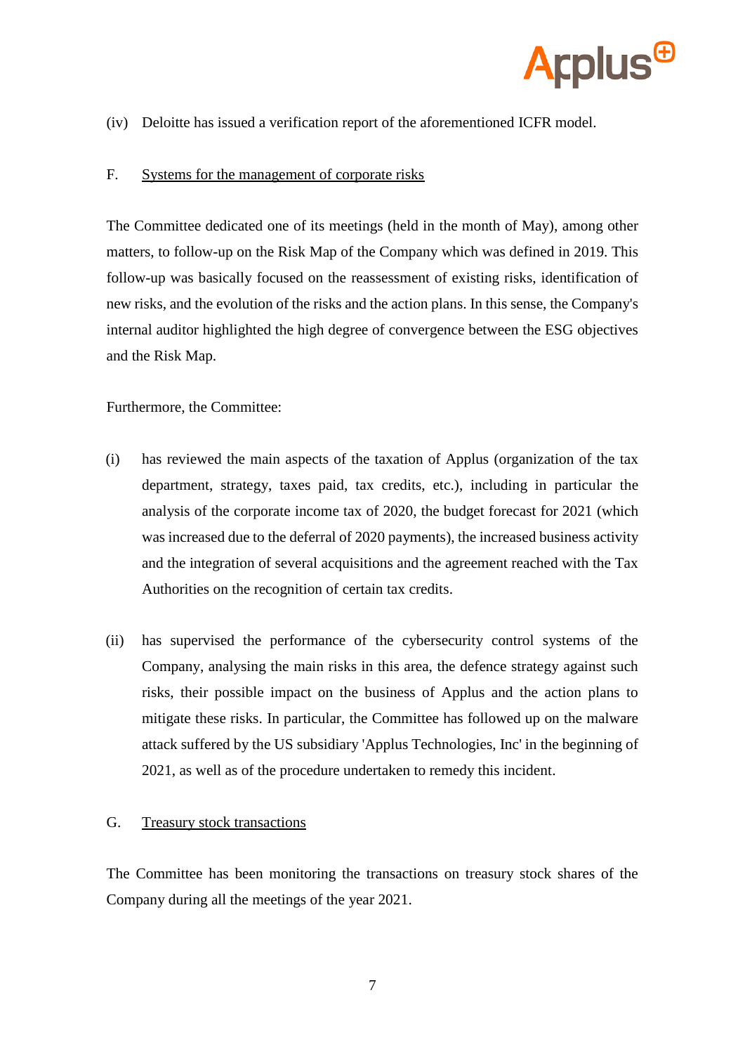(iv) Deloitte has issued a verification report of the aforementioned ICFR model.

F. Systems for the management of corporate risks

The Committee dedicated one of its meetings (held in the month of May), among other matters, to follow-up on the Risk Map of the Company which was defined in 2019. This follow-up was basically focused on the reassessment of existing risks, identification of new risks, and the evolution of the risks and the action plans. In this sense, the Company's internal auditor highlighted the high degree of convergence between the ESG objectives and the Risk Map.

Furthermore, the Committee:

(i) has reviewed the main aspects of the taxation of Applus (organization of the tax department, strategy, taxes paid, tax credits, etc.), including in particular the analysis of the corporate income tax of 2020, the budget forecast for 2021 (which was increased due to the deferral of 2020 payments), the increased business activity and the integration of several acquisitions and the agreement reached with the Tax Authorities on the recognition of certain tax credits.

(ii) has supervised the performance of the cybersecurity control systems of the Company, analysing the main risks in this area, the defence strategy against such risks, their possible impact on the business of Applus and the action plans to mitigate these risks. In particular, the Committee has followed up on the malware attack suffered by the US subsidiary 'Applus Technologies, Inc' in the beginning of 2021, as well as of the procedure undertaken to remedy this incident.

G. Treasury stock transactions

The Committee has been monitoring the transactions on treasury stock shares of the Company during all the meetings of the year 2021.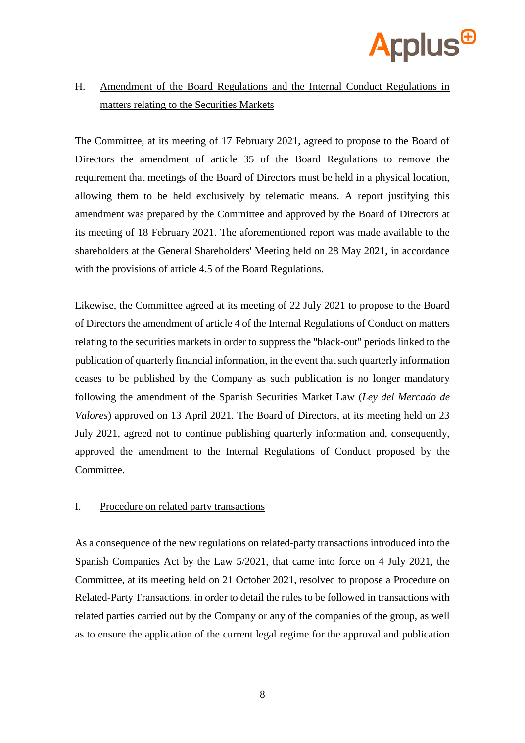H. <u>Amendment of the Board Regulations and the Internal Conduct Regulations in matters relating to the Securities Markets</u>

The Committee, at its meeting of 17 February 2021, agreed to propose to the Board of Directors the amendment of article 35 of the Board Regulations to remove the requirement that meetings of the Board of Directors must be held in a physical location, allowing them to be held exclusively by telematic means. A report justifying this amendment was prepared by the Committee and approved by the Board of Directors at its meeting of 18 February 2021. The aforementioned report was made available to the shareholders at the General Shareholders' Meeting held on 28 May 2021, in accordance with the provisions of article 4.5 of the Board Regulations.

Likewise, the Committee agreed at its meeting of 22 July 2021 to propose to the Board of Directors the amendment of article 4 of the Internal Regulations of Conduct on matters relating to the securities markets in order to suppress the "black-out" periods linked to the publication of quarterly financial information, in the event that such quarterly information ceases to be published by the Company as such publication is no longer mandatory following the amendment of the Spanish Securities Market Law (*Ley del Mercado de Valores*) approved on 13 April 2021. The Board of Directors, at its meeting held on 23 July 2021, agreed not to continue publishing quarterly information and, consequently, approved the amendment to the Internal Regulations of Conduct proposed by the Committee.

I. <u>Procedure on related party transactions</u>

As a consequence of the new regulations on related-party transactions introduced into the Spanish Companies Act by the Law 5/2021, that came into force on 4 July 2021, the Committee, at its meeting held on 21 October 2021, resolved to propose a Procedure on Related-Party Transactions, in order to detail the rules to be followed in transactions with related parties carried out by the Company or any of the companies of the group, as well as to ensure the application of the current legal regime for the approval and publication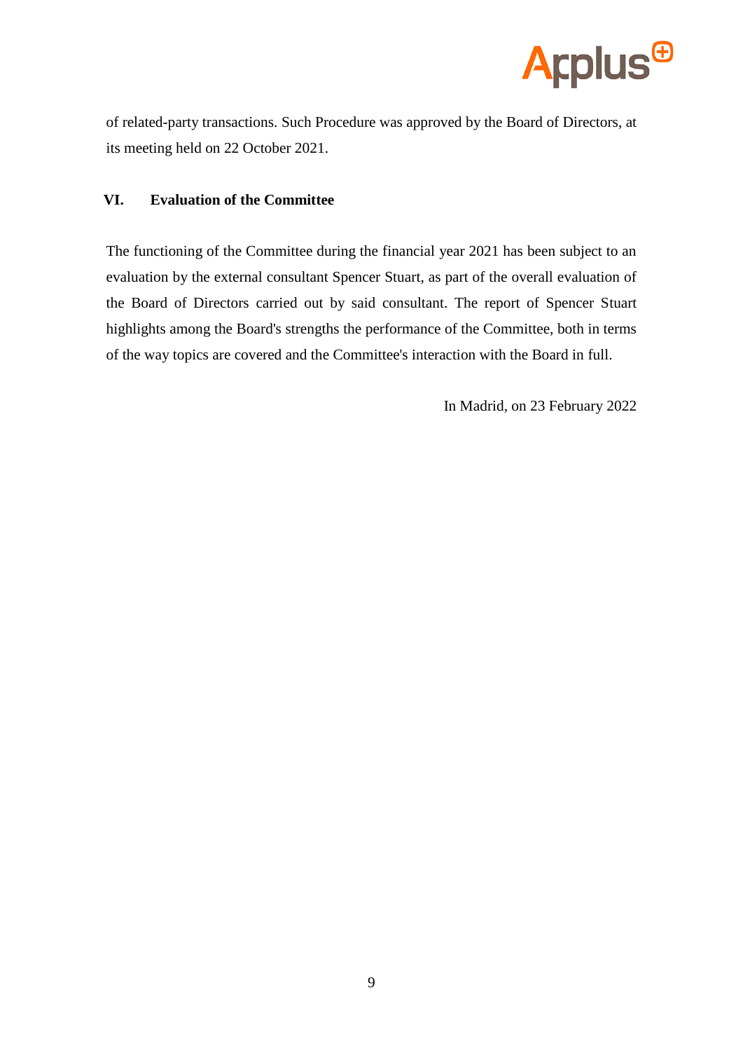of related-party transactions. Such Procedure was approved by the Board of Directors, at its meeting held on 22 October 2021.

## VI. Evaluation of the Committee

The functioning of the Committee during the financial year 2021 has been subject to an evaluation by the external consultant Spencer Stuart, as part of the overall evaluation of the Board of Directors carried out by said consultant. The report of Spencer Stuart highlights among the Board's strengths the performance of the Committee, both in terms of the way topics are covered and the Committee's interaction with the Board in full.

In Madrid, on 23 February 2022